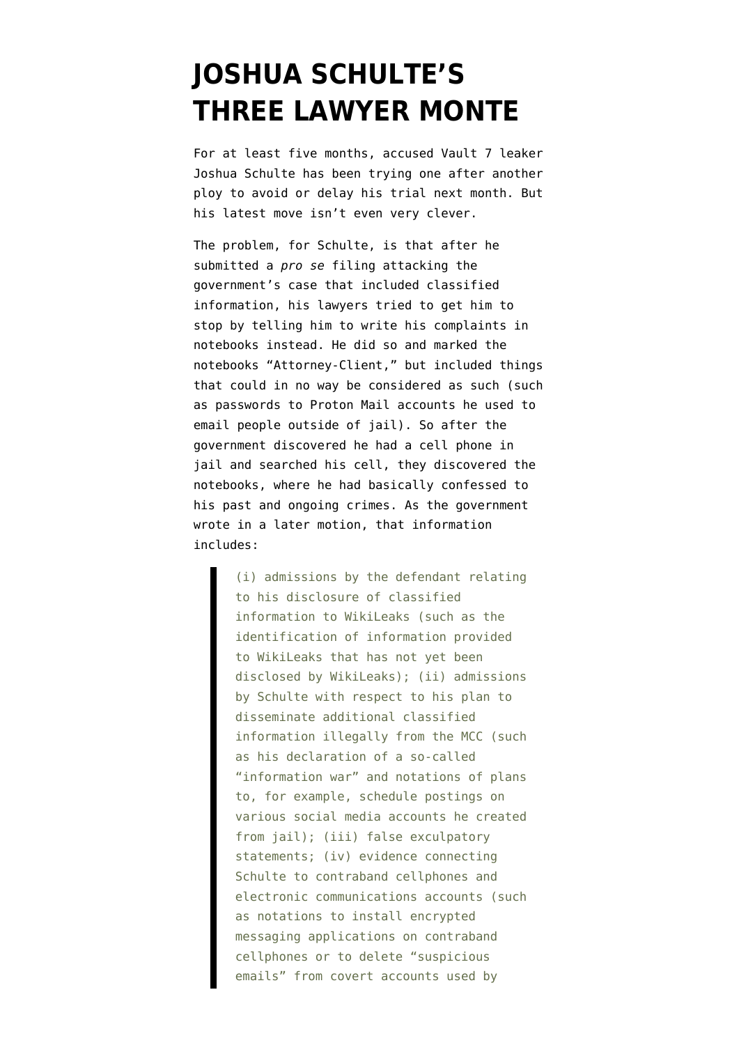# JOSHUA SCHULTE'S THREE LAWYER MONTE

For at least five months, accused Vault 7 leaker Joshua Schulte has been trying one after another ploy to avoid or delay his trial next month. But his latest move isn't even very clever.

The problem, for Schulte, is that after he submitted a *pro se* filing attacking the government's case that included classified information, his lawyers tried to get him to stop by telling him to write his complaints in notebooks instead. He did so and marked the notebooks "Attorney-Client," but included things that could in no way be considered as such (such as passwords to Proton Mail accounts he used to email people outside of jail). So after the government discovered he had a cell phone in jail and searched his cell, they discovered the notebooks, where he had basically confessed to his past and ongoing crimes. As the government wrote in a later motion, that information includes:

> (i) admissions by the defendant relating to his disclosure of classified information to WikiLeaks (such as the identification of information provided to WikiLeaks that has not yet been disclosed by WikiLeaks); (ii) admissions by Schulte with respect to his plan to disseminate additional classified information illegally from the MCC (such as his declaration of a so-called "information war" and notations of plans to, for example, schedule postings on various social media accounts he created from jail); (iii) false exculpatory statements; (iv) evidence connecting Schulte to contraband cellphones and electronic communications accounts (such as notations to install encrypted messaging applications on contraband cellphones or to delete "suspicious emails" from covert accounts used by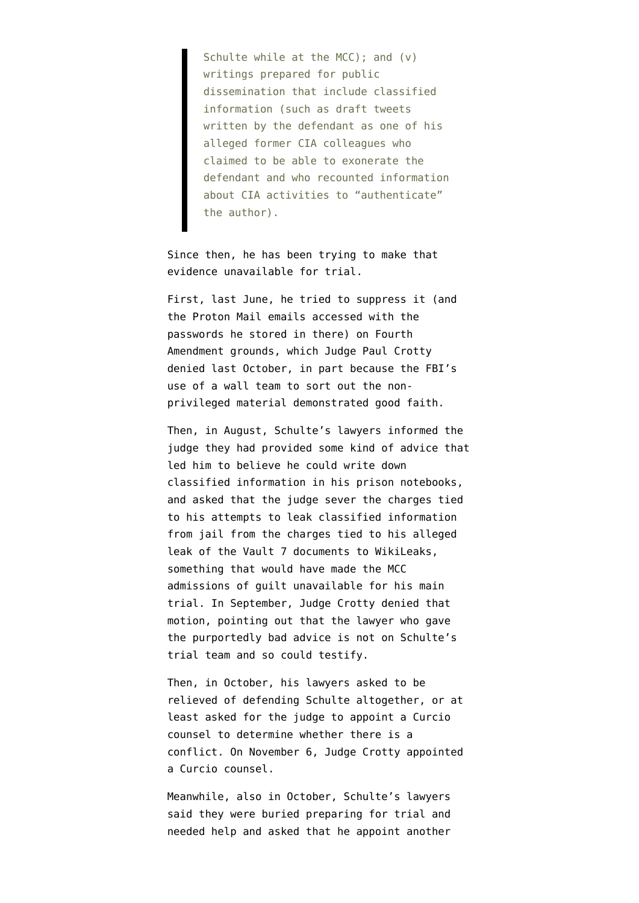> Schulte while at the MCC); and (v) writings prepared for public dissemination that include classified information (such as draft tweets written by the defendant as one of his alleged former CIA colleagues who claimed to be able to exonerate the defendant and who recounted information about CIA activities to "authenticate" the author).

Since then, he has been trying to make that evidence unavailable for trial.

First, last June, he tried to suppress it (and the Proton Mail emails accessed with the passwords he stored in there) on Fourth Amendment grounds, which Judge Paul Crotty denied last October, in part because the FBI's use of a wall team to sort out the non-privileged material demonstrated good faith.

Then, in August, Schulte's lawyers informed the judge they had provided some kind of advice that led him to believe he could write down classified information in his prison notebooks, and asked that the judge sever the charges tied to his attempts to leak classified information from jail from the charges tied to his alleged leak of the Vault 7 documents to WikiLeaks, something that would have made the MCC admissions of guilt unavailable for his main trial. In September, Judge Crotty denied that motion, pointing out that the lawyer who gave the purportedly bad advice is not on Schulte's trial team and so could testify.

Then, in October, his lawyers asked to be relieved of defending Schulte altogether, or at least asked for the judge to appoint a Curcio counsel to determine whether there is a conflict. On November 6, Judge Crotty appointed a Curcio counsel.

Meanwhile, also in October, Schulte's lawyers said they were buried preparing for trial and needed help and asked that he appoint another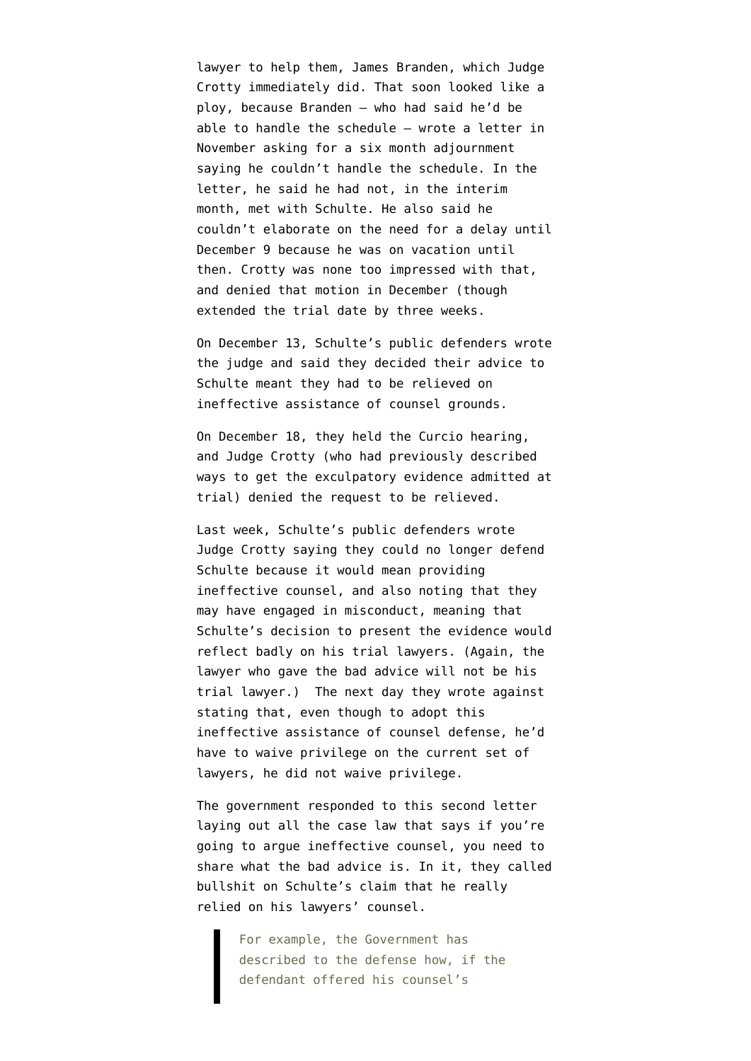lawyer to help them, James Branden, which Judge Crotty immediately did. That soon looked like a ploy, because Branden — who had said he'd be able to handle the schedule — wrote a letter in November asking for a six month adjournment saying he couldn't handle the schedule. In the letter, he said he had not, in the interim month, met with Schulte. He also said he couldn't elaborate on the need for a delay until December 9 because he was on vacation until then. Crotty was none too impressed with that, and denied that motion in December (though extended the trial date by three weeks.

On December 13, Schulte's public defenders wrote the judge and said they decided their advice to Schulte meant they had to be relieved on ineffective assistance of counsel grounds.

On December 18, they held the Curcio hearing, and Judge Crotty (who had previously described ways to get the exculpatory evidence admitted at trial) denied the request to be relieved.

Last week, Schulte's public defenders wrote Judge Crotty saying they could no longer defend Schulte because it would mean providing ineffective counsel, and also noting that they may have engaged in misconduct, meaning that Schulte's decision to present the evidence would reflect badly on his trial lawyers. (Again, the lawyer who gave the bad advice will not be his trial lawyer.) The next day they wrote against stating that, even though to adopt this ineffective assistance of counsel defense, he'd have to waive privilege on the current set of lawyers, he did not waive privilege.

The government responded to this second letter laying out all the case law that says if you're going to argue ineffective counsel, you need to share what the bad advice is. In it, they called bullshit on Schulte's claim that he really relied on his lawyers' counsel.

> For example, the Government has described to the defense how, if the defendant offered his counsel's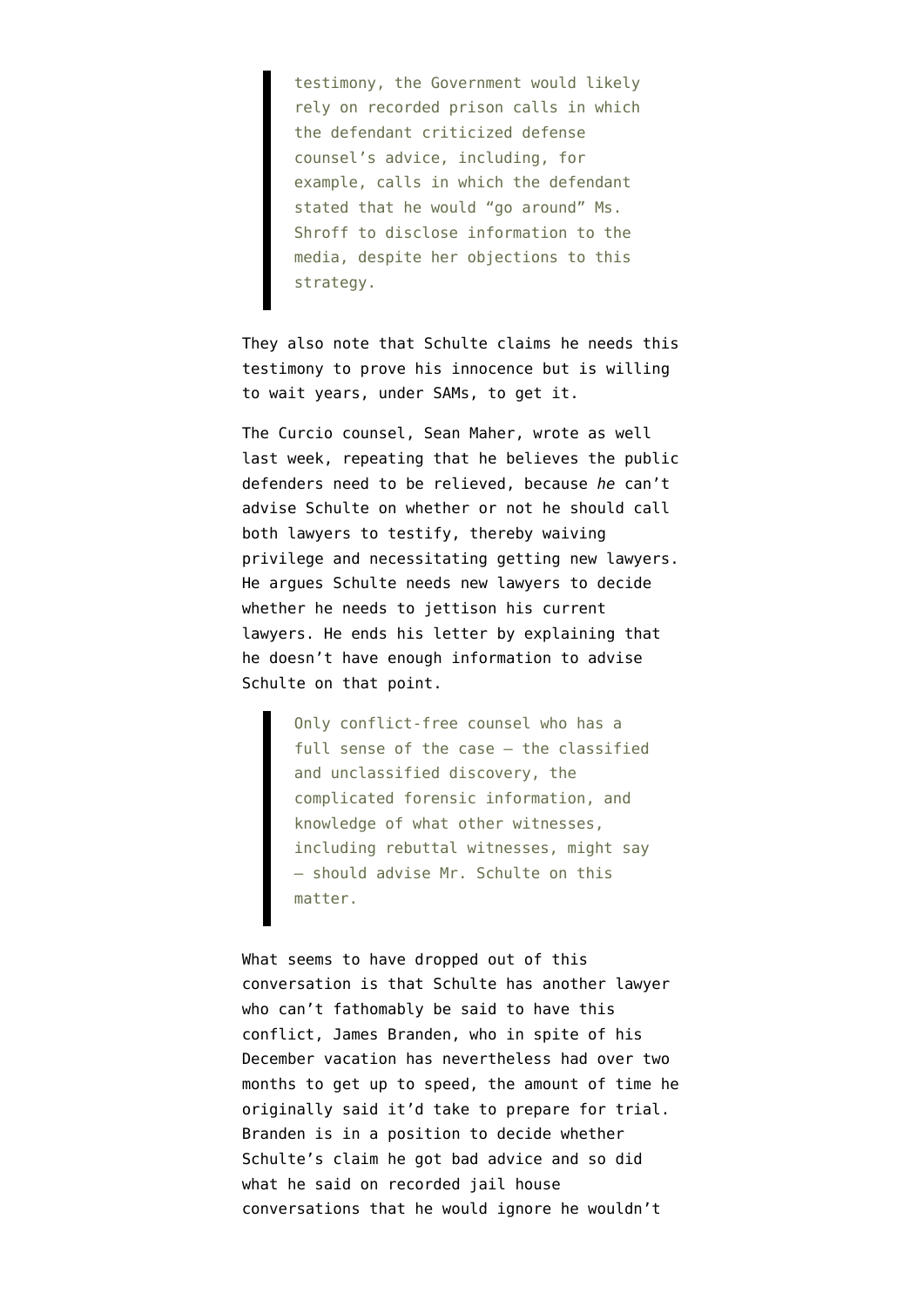> testimony, the Government would likely rely on recorded prison calls in which the defendant criticized defense counsel's advice, including, for example, calls in which the defendant stated that he would "go around" Ms. Shroff to disclose information to the media, despite her objections to this strategy.

They also note that Schulte claims he needs this testimony to prove his innocence but is willing to wait years, under SAMs, to get it.

The Curcio counsel, Sean Maher, wrote as well last week, repeating that he believes the public defenders need to be relieved, because *he* can't advise Schulte on whether or not he should call both lawyers to testify, thereby waiving privilege and necessitating getting new lawyers. He argues Schulte needs new lawyers to decide whether he needs to jettison his current lawyers. He ends his letter by explaining that he doesn't have enough information to advise Schulte on that point.

> Only conflict-free counsel who has a full sense of the case – the classified and unclassified discovery, the complicated forensic information, and knowledge of what other witnesses, including rebuttal witnesses, might say – should advise Mr. Schulte on this matter.

What seems to have dropped out of this conversation is that Schulte has another lawyer who can't fathomably be said to have this conflict, James Branden, who in spite of his December vacation has nevertheless had over two months to get up to speed, the amount of time he originally said it'd take to prepare for trial. Branden is in a position to decide whether Schulte's claim he got bad advice and so did what he said on recorded jail house conversations that he would ignore he wouldn't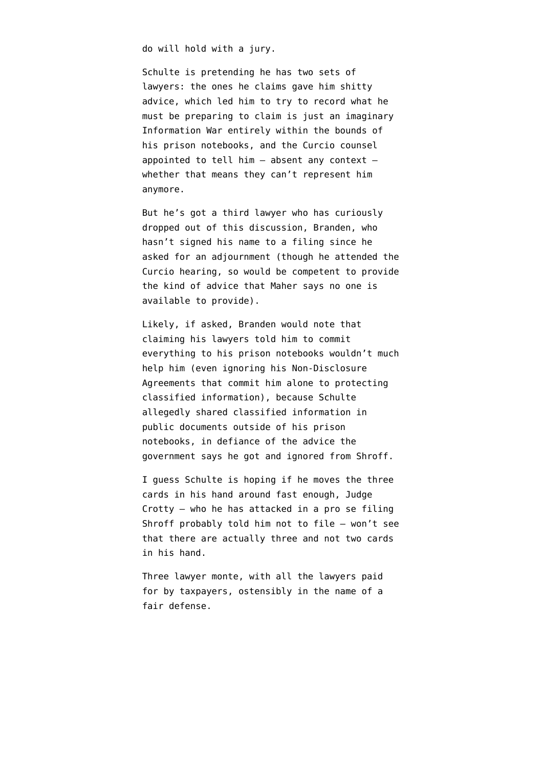do will hold with a jury.

Schulte is pretending he has two sets of lawyers: the ones he claims gave him shitty advice, which led him to try to record what he must be preparing to claim is just an imaginary Information War entirely within the bounds of his prison notebooks, and the Curcio counsel appointed to tell him — absent any context — whether that means they can't represent him anymore.

But he's got a third lawyer who has curiously dropped out of this discussion, Branden, who hasn't signed his name to a filing since he asked for an adjournment (though he attended the Curcio hearing, so would be competent to provide the kind of advice that Maher says no one is available to provide).

Likely, if asked, Branden would note that claiming his lawyers told him to commit everything to his prison notebooks wouldn't much help him (even ignoring his Non-Disclosure Agreements that commit him alone to protecting classified information), because Schulte allegedly shared classified information in public documents outside of his prison notebooks, in defiance of the advice the government says he got and ignored from Shroff.

I guess Schulte is hoping if he moves the three cards in his hand around fast enough, Judge Crotty — who he has attacked in a pro se filing Shroff probably told him not to file — won't see that there are actually three and not two cards in his hand.

Three lawyer monte, with all the lawyers paid for by taxpayers, ostensibly in the name of a fair defense.